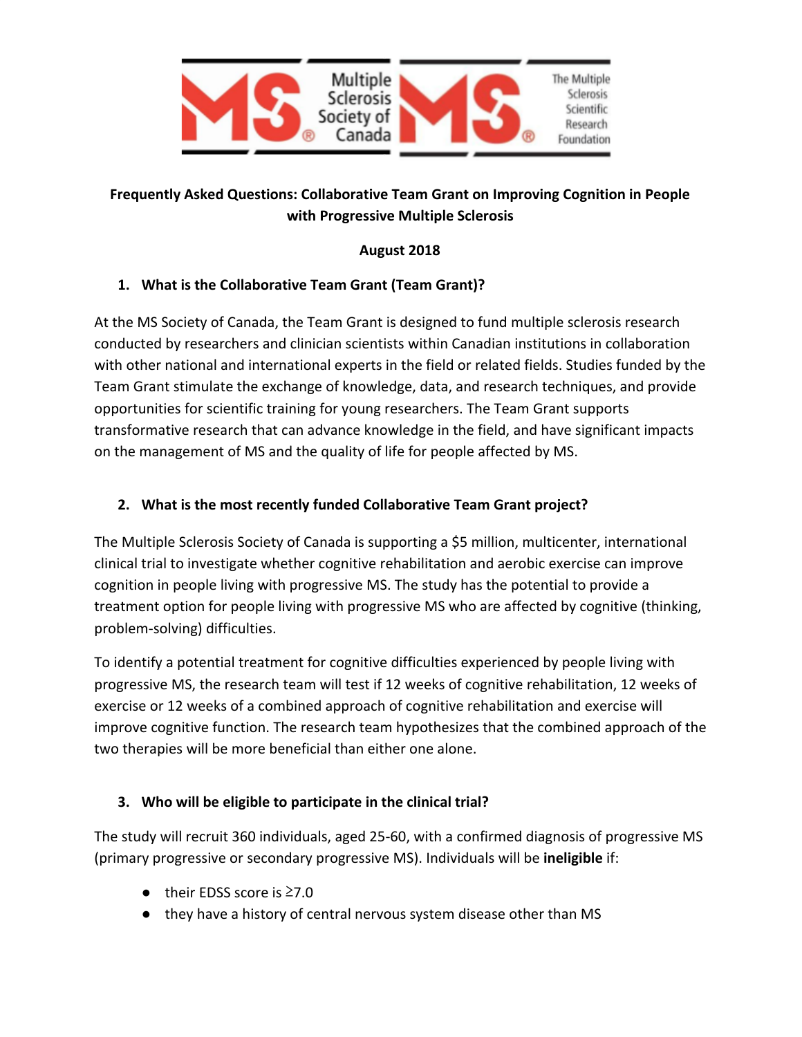**Frequently Asked Questions: Collaborative Team Grant on Improving Cognition in People with Progressive Multiple Sclerosis**

**August 2018**

## 1. What is the Collaborative Team Grant (Team Grant)?

At the MS Society of Canada, the Team Grant is designed to fund multiple sclerosis research conducted by researchers and clinician scientists within Canadian institutions in collaboration with other national and international experts in the field or related fields. Studies funded by the Team Grant stimulate the exchange of knowledge, data, and research techniques, and provide opportunities for scientific training for young researchers. The Team Grant supports transformative research that can advance knowledge in the field, and have significant impacts on the management of MS and the quality of life for people affected by MS.

## 2. What is the most recently funded Collaborative Team Grant project?

The Multiple Sclerosis Society of Canada is supporting a $5 million, multicenter, international clinical trial to investigate whether cognitive rehabilitation and aerobic exercise can improve cognition in people living with progressive MS. The study has the potential to provide a treatment option for people living with progressive MS who are affected by cognitive (thinking, problem-solving) difficulties.

To identify a potential treatment for cognitive difficulties experienced by people living with progressive MS, the research team will test if 12 weeks of cognitive rehabilitation, 12 weeks of exercise or 12 weeks of a combined approach of cognitive rehabilitation and exercise will improve cognitive function. The research team hypothesizes that the combined approach of the two therapies will be more beneficial than either one alone.

## 3. Who will be eligible to participate in the clinical trial?

The study will recruit 360 individuals, aged 25-60, with a confirmed diagnosis of progressive MS (primary progressive or secondary progressive MS). Individuals will be **ineligible** if:

- their EDSS score is ≥7.0
- they have a history of central nervous system disease other than MS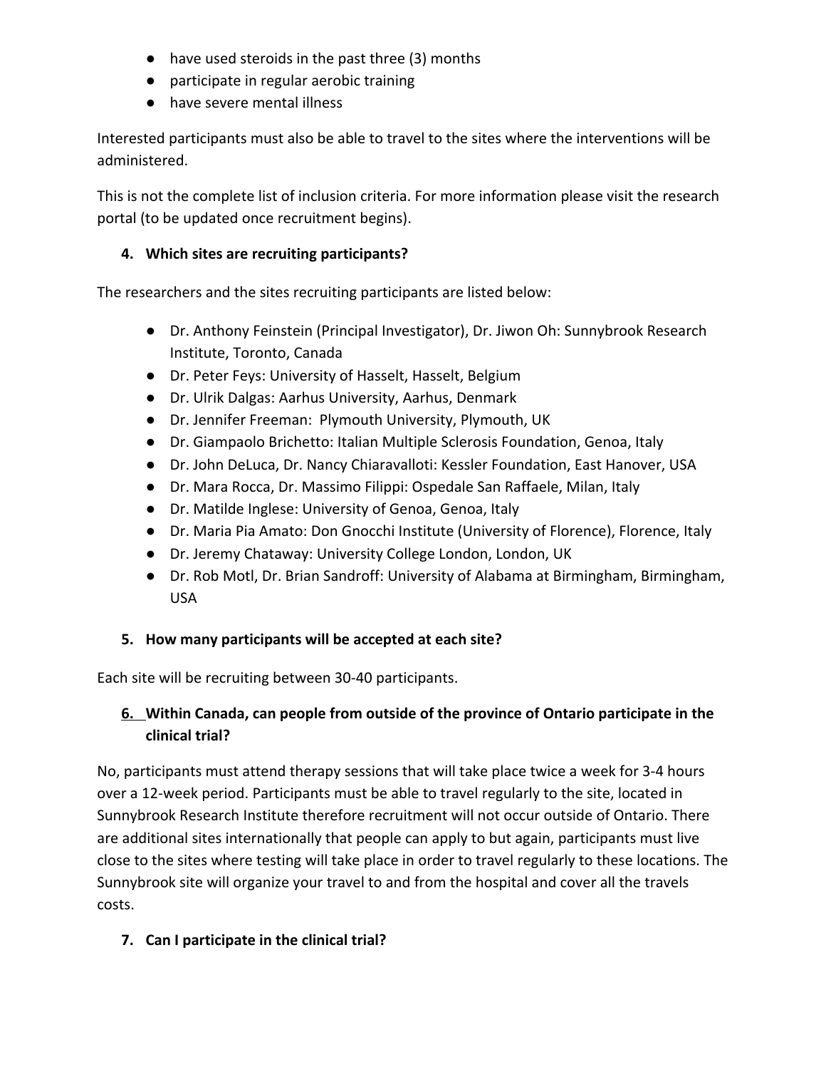- have used steroids in the past three (3) months
- participate in regular aerobic training
- have severe mental illness

Interested participants must also be able to travel to the sites where the interventions will be administered.

This is not the complete list of inclusion criteria. For more information please visit the research portal (to be updated once recruitment begins).

**4. Which sites are recruiting participants?**

The researchers and the sites recruiting participants are listed below:

- Dr. Anthony Feinstein (Principal Investigator), Dr. Jiwon Oh: Sunnybrook Research Institute, Toronto, Canada
- Dr. Peter Feys: University of Hasselt, Hasselt, Belgium
- Dr. Ulrik Dalgas: Aarhus University, Aarhus, Denmark
- Dr. Jennifer Freeman: Plymouth University, Plymouth, UK
- Dr. Giampaolo Brichetto: Italian Multiple Sclerosis Foundation, Genoa, Italy
- Dr. John DeLuca, Dr. Nancy Chiaravalloti: Kessler Foundation, East Hanover, USA
- Dr. Mara Rocca, Dr. Massimo Filippi: Ospedale San Raffaele, Milan, Italy
- Dr. Matilde Inglese: University of Genoa, Genoa, Italy
- Dr. Maria Pia Amato: Don Gnocchi Institute (University of Florence), Florence, Italy
- Dr. Jeremy Chataway: University College London, London, UK
- Dr. Rob Motl, Dr. Brian Sandroff: University of Alabama at Birmingham, Birmingham, USA

**5. How many participants will be accepted at each site?**

Each site will be recruiting between 30-40 participants.

**6. Within Canada, can people from outside of the province of Ontario participate in the clinical trial?**

No, participants must attend therapy sessions that will take place twice a week for 3-4 hours over a 12-week period. Participants must be able to travel regularly to the site, located in Sunnybrook Research Institute therefore recruitment will not occur outside of Ontario. There are additional sites internationally that people can apply to but again, participants must live close to the sites where testing will take place in order to travel regularly to these locations. The Sunnybrook site will organize your travel to and from the hospital and cover all the travels costs.

**7. Can I participate in the clinical trial?**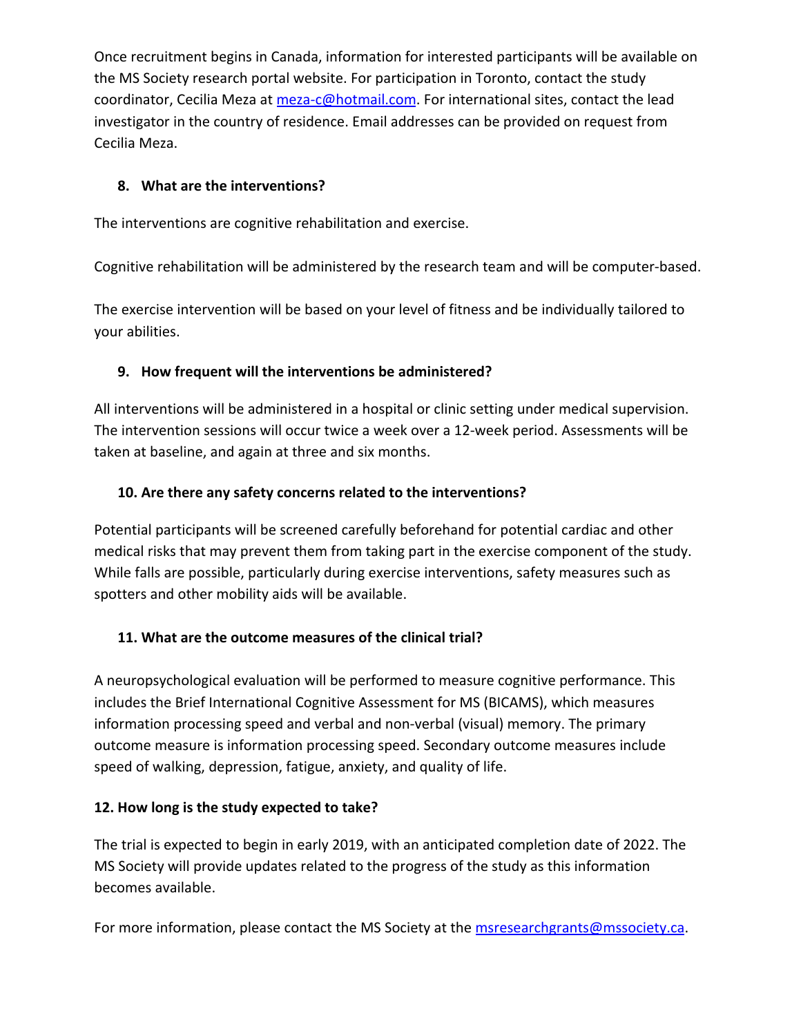Once recruitment begins in Canada, information for interested participants will be available on the MS Society research portal website. For participation in Toronto, contact the study coordinator, Cecilia Meza at meza-c@hotmail.com. For international sites, contact the lead investigator in the country of residence. Email addresses can be provided on request from Cecilia Meza.

### 8. What are the interventions?

The interventions are cognitive rehabilitation and exercise.

Cognitive rehabilitation will be administered by the research team and will be computer-based.

The exercise intervention will be based on your level of fitness and be individually tailored to your abilities.

### 9. How frequent will the interventions be administered?

All interventions will be administered in a hospital or clinic setting under medical supervision. The intervention sessions will occur twice a week over a 12-week period. Assessments will be taken at baseline, and again at three and six months.

### 10. Are there any safety concerns related to the interventions?

Potential participants will be screened carefully beforehand for potential cardiac and other medical risks that may prevent them from taking part in the exercise component of the study. While falls are possible, particularly during exercise interventions, safety measures such as spotters and other mobility aids will be available.

### 11. What are the outcome measures of the clinical trial?

A neuropsychological evaluation will be performed to measure cognitive performance. This includes the Brief International Cognitive Assessment for MS (BICAMS), which measures information processing speed and verbal and non-verbal (visual) memory. The primary outcome measure is information processing speed. Secondary outcome measures include speed of walking, depression, fatigue, anxiety, and quality of life.

### 12. How long is the study expected to take?

The trial is expected to begin in early 2019, with an anticipated completion date of 2022. The MS Society will provide updates related to the progress of the study as this information becomes available.

For more information, please contact the MS Society at the msresearchgrants@mssociety.ca.